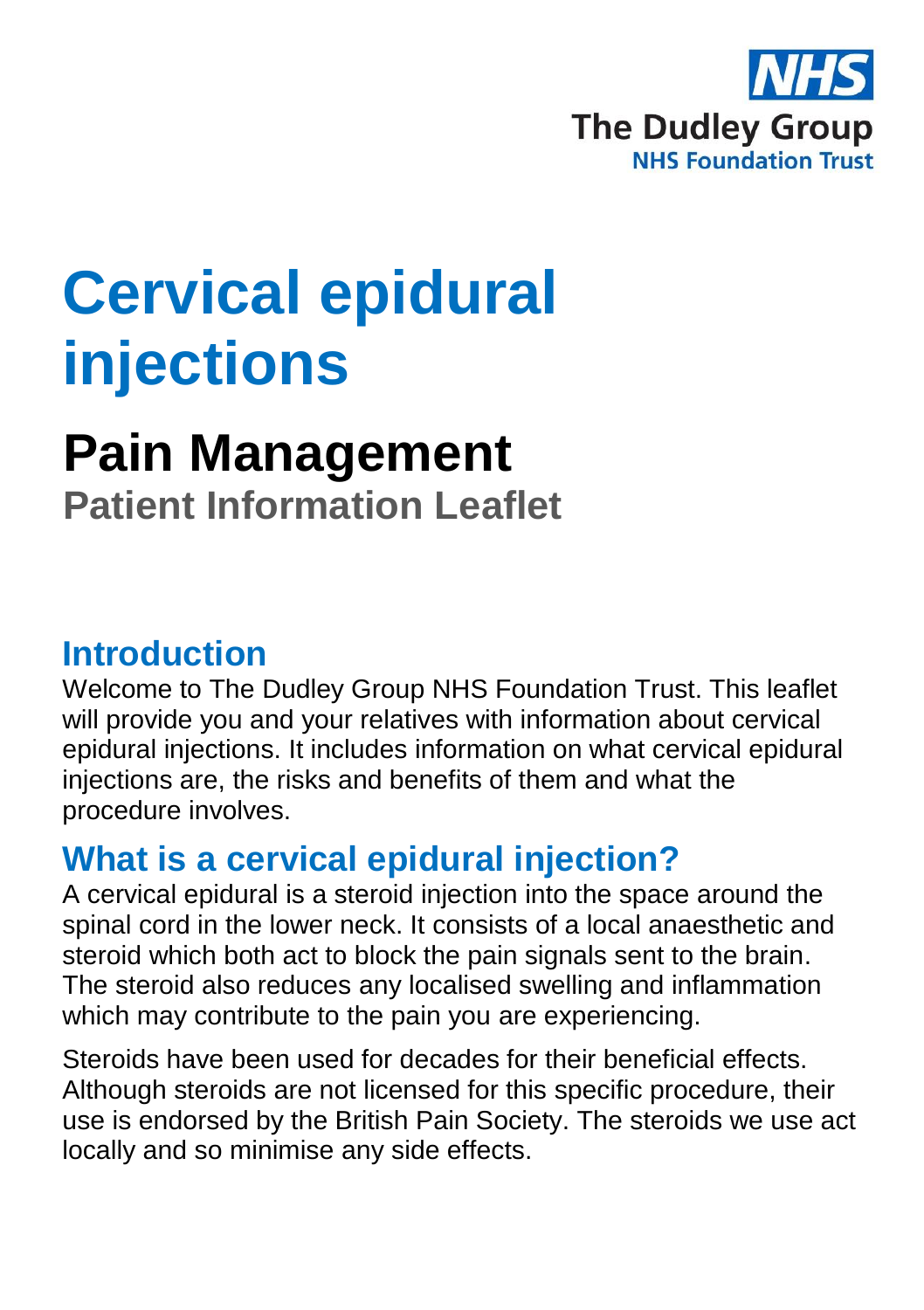NHS

The Dudley Group
NHS Foundation Trust

# Cervical epidural injections

## Pain Management

### Patient Information Leaflet

## Introduction

Welcome to The Dudley Group NHS Foundation Trust. This leaflet will provide you and your relatives with information about cervical epidural injections. It includes information on what cervical epidural injections are, the risks and benefits of them and what the procedure involves.

## What is a cervical epidural injection?

A cervical epidural is a steroid injection into the space around the spinal cord in the lower neck. It consists of a local anaesthetic and steroid which both act to block the pain signals sent to the brain. The steroid also reduces any localised swelling and inflammation which may contribute to the pain you are experiencing.

Steroids have been used for decades for their beneficial effects. Although steroids are not licensed for this specific procedure, their use is endorsed by the British Pain Society. The steroids we use act locally and so minimise any side effects.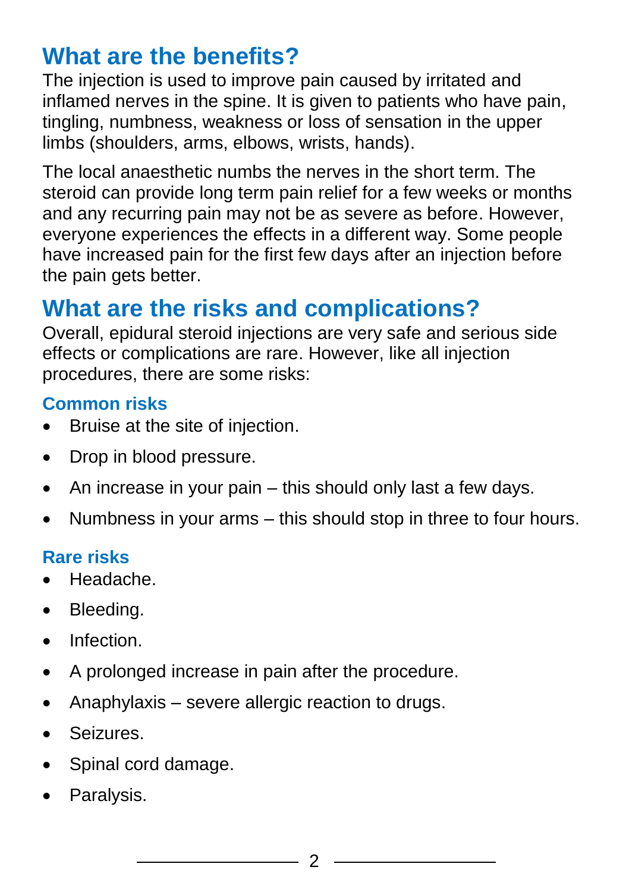## What are the benefits?

The injection is used to improve pain caused by irritated and inflamed nerves in the spine. It is given to patients who have pain, tingling, numbness, weakness or loss of sensation in the upper limbs (shoulders, arms, elbows, wrists, hands).

The local anaesthetic numbs the nerves in the short term. The steroid can provide long term pain relief for a few weeks or months and any recurring pain may not be as severe as before. However, everyone experiences the effects in a different way. Some people have increased pain for the first few days after an injection before the pain gets better.

## What are the risks and complications?

Overall, epidural steroid injections are very safe and serious side effects or complications are rare. However, like all injection procedures, there are some risks:

### Common risks

- Bruise at the site of injection.
- Drop in blood pressure.
- An increase in your pain – this should only last a few days.
- Numbness in your arms – this should stop in three to four hours.

### Rare risks

- Headache.
- Bleeding.
- Infection.
- A prolonged increase in pain after the procedure.
- Anaphylaxis – severe allergic reaction to drugs.
- Seizures.
- Spinal cord damage.
- Paralysis.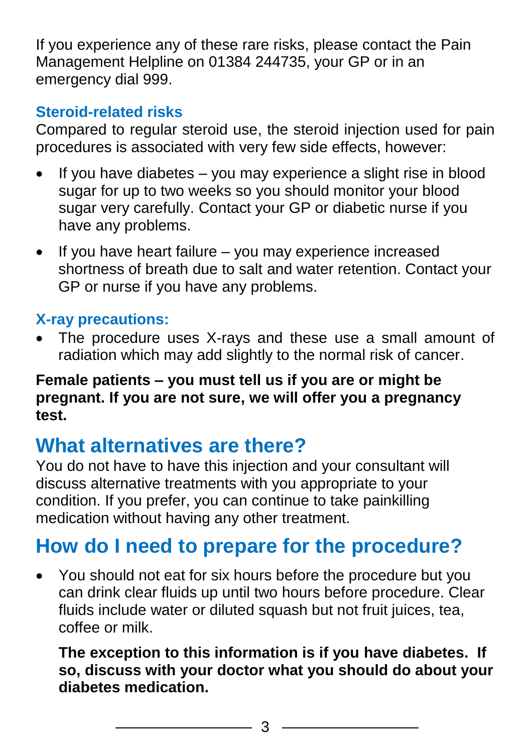If you experience any of these rare risks, please contact the Pain Management Helpline on 01384 244735, your GP or in an emergency dial 999.

### Steroid-related risks

Compared to regular steroid use, the steroid injection used for pain procedures is associated with very few side effects, however:

- If you have diabetes – you may experience a slight rise in blood sugar for up to two weeks so you should monitor your blood sugar very carefully. Contact your GP or diabetic nurse if you have any problems.
- If you have heart failure – you may experience increased shortness of breath due to salt and water retention. Contact your GP or nurse if you have any problems.

### X-ray precautions:

- The procedure uses X-rays and these use a small amount of radiation which may add slightly to the normal risk of cancer.

**Female patients – you must tell us if you are or might be pregnant. If you are not sure, we will offer you a pregnancy test.**

## What alternatives are there?

You do not have to have this injection and your consultant will discuss alternative treatments with you appropriate to your condition. If you prefer, you can continue to take painkilling medication without having any other treatment.

## How do I need to prepare for the procedure?

- You should not eat for six hours before the procedure but you can drink clear fluids up until two hours before procedure. Clear fluids include water or diluted squash but not fruit juices, tea, coffee or milk.

  **The exception to this information is if you have diabetes. If so, discuss with your doctor what you should do about your diabetes medication.**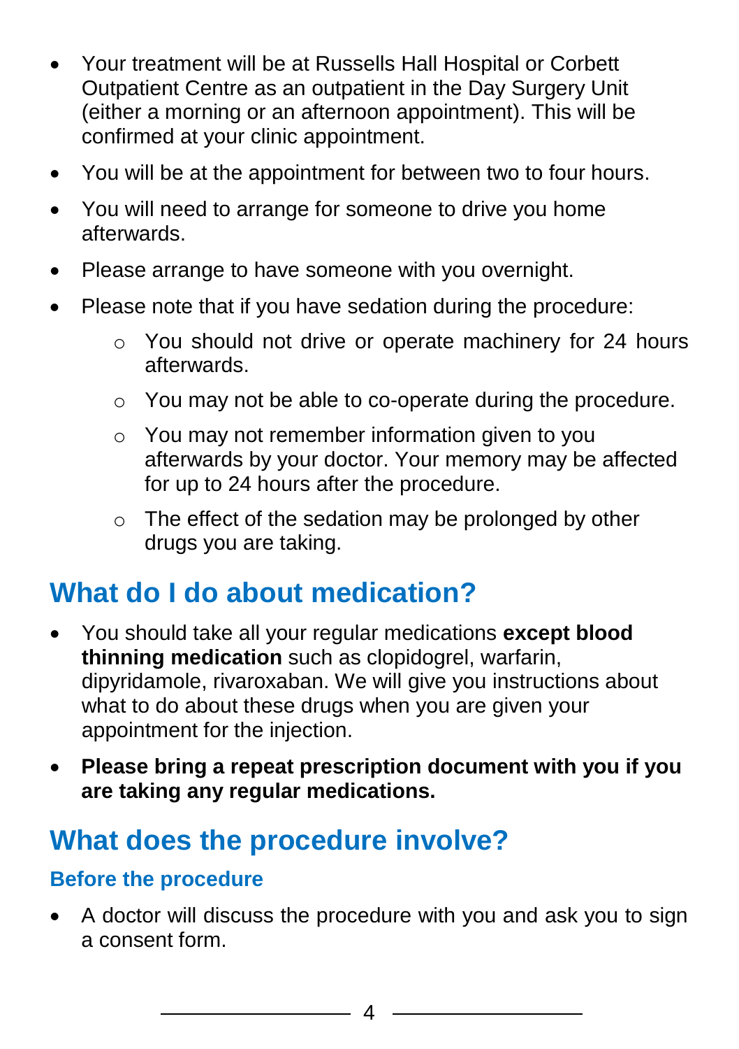- Your treatment will be at Russells Hall Hospital or Corbett Outpatient Centre as an outpatient in the Day Surgery Unit (either a morning or an afternoon appointment). This will be confirmed at your clinic appointment.
- You will be at the appointment for between two to four hours.
- You will need to arrange for someone to drive you home afterwards.
- Please arrange to have someone with you overnight.
- Please note that if you have sedation during the procedure:
  - You should not drive or operate machinery for 24 hours afterwards.
  - You may not be able to co-operate during the procedure.
  - You may not remember information given to you afterwards by your doctor. Your memory may be affected for up to 24 hours after the procedure.
  - The effect of the sedation may be prolonged by other drugs you are taking.

## What do I do about medication?

- You should take all your regular medications **except blood thinning medication** such as clopidogrel, warfarin, dipyridamole, rivaroxaban. We will give you instructions about what to do about these drugs when you are given your appointment for the injection.
- **Please bring a repeat prescription document with you if you are taking any regular medications.**

## What does the procedure involve?

### Before the procedure

- A doctor will discuss the procedure with you and ask you to sign a consent form.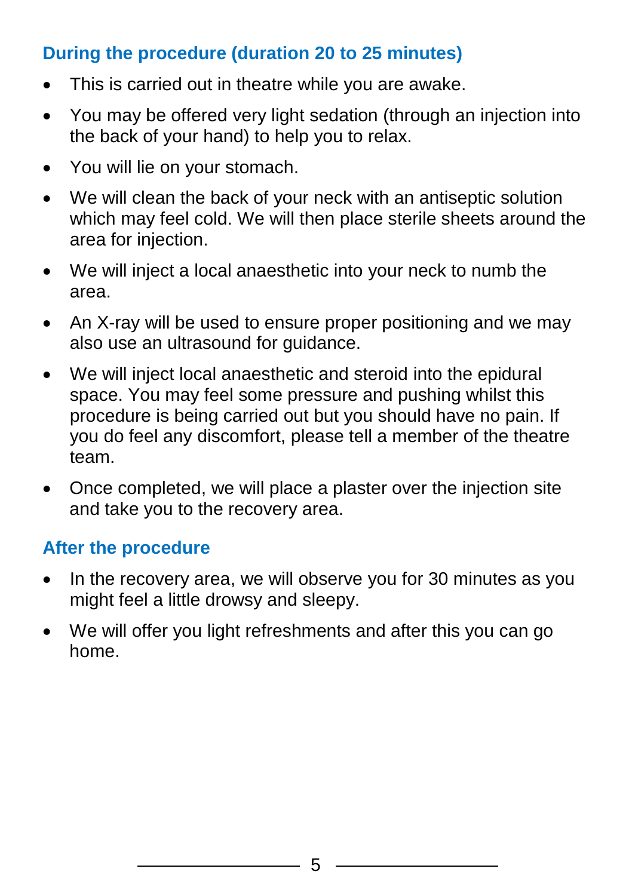## During the procedure (duration 20 to 25 minutes)

- This is carried out in theatre while you are awake.
- You may be offered very light sedation (through an injection into the back of your hand) to help you to relax.
- You will lie on your stomach.
- We will clean the back of your neck with an antiseptic solution which may feel cold. We will then place sterile sheets around the area for injection.
- We will inject a local anaesthetic into your neck to numb the area.
- An X-ray will be used to ensure proper positioning and we may also use an ultrasound for guidance.
- We will inject local anaesthetic and steroid into the epidural space. You may feel some pressure and pushing whilst this procedure is being carried out but you should have no pain. If you do feel any discomfort, please tell a member of the theatre team.
- Once completed, we will place a plaster over the injection site and take you to the recovery area.

## After the procedure

- In the recovery area, we will observe you for 30 minutes as you might feel a little drowsy and sleepy.
- We will offer you light refreshments and after this you can go home.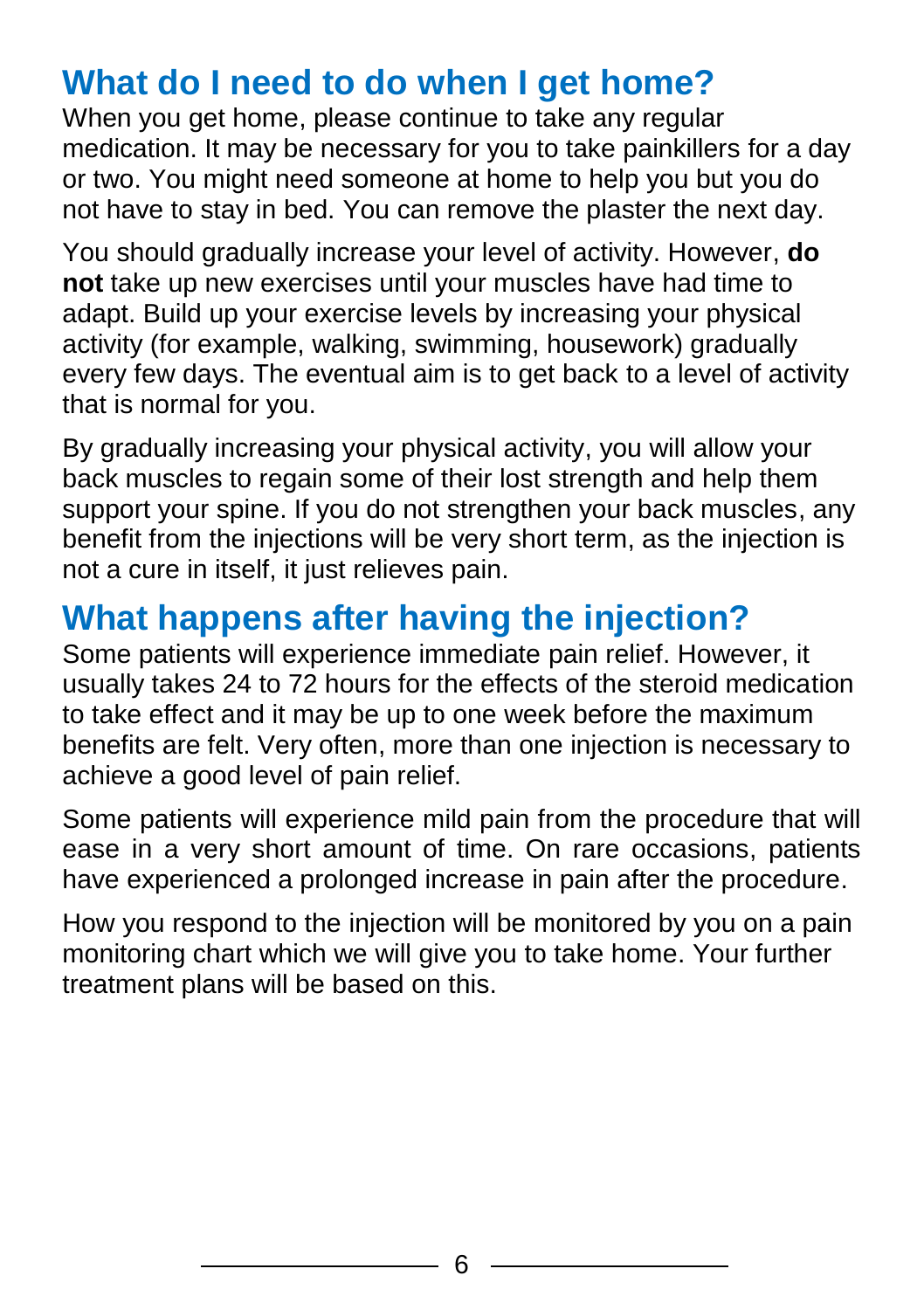## What do I need to do when I get home?

When you get home, please continue to take any regular medication. It may be necessary for you to take painkillers for a day or two. You might need someone at home to help you but you do not have to stay in bed. You can remove the plaster the next day.

You should gradually increase your level of activity. However, **do not** take up new exercises until your muscles have had time to adapt. Build up your exercise levels by increasing your physical activity (for example, walking, swimming, housework) gradually every few days. The eventual aim is to get back to a level of activity that is normal for you.

By gradually increasing your physical activity, you will allow your back muscles to regain some of their lost strength and help them support your spine. If you do not strengthen your back muscles, any benefit from the injections will be very short term, as the injection is not a cure in itself, it just relieves pain.

## What happens after having the injection?

Some patients will experience immediate pain relief. However, it usually takes 24 to 72 hours for the effects of the steroid medication to take effect and it may be up to one week before the maximum benefits are felt. Very often, more than one injection is necessary to achieve a good level of pain relief.

Some patients will experience mild pain from the procedure that will ease in a very short amount of time. On rare occasions, patients have experienced a prolonged increase in pain after the procedure.

How you respond to the injection will be monitored by you on a pain monitoring chart which we will give you to take home. Your further treatment plans will be based on this.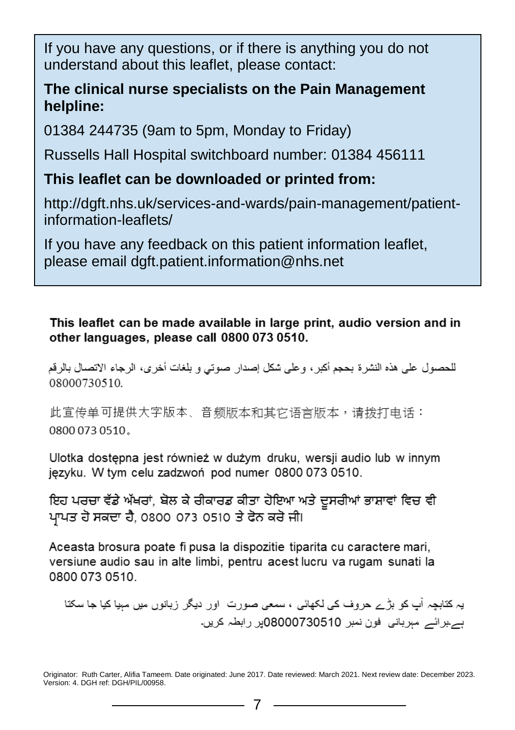If you have any questions, or if there is anything you do not understand about this leaflet, please contact:

**The clinical nurse specialists on the Pain Management helpline:**

01384 244735 (9am to 5pm, Monday to Friday)

Russells Hall Hospital switchboard number: 01384 456111

**This leaflet can be downloaded or printed from:**

http://dgft.nhs.uk/services-and-wards/pain-management/patient-information-leaflets/

If you have any feedback on this patient information leaflet, please email dgft.patient.information@nhs.net

**This leaflet can be made available in large print, audio version and in other languages, please call 0800 073 0510.**

للحصول على هذه النشرة بحجم أكبر، وعلى شكل إصدار صوتي و بلغات أخرى، الرجاء الاتصال بالرقم 08000730510.

此宣传单可提供大字版本、音频版本和其它语言版本，请拨打电话：0800 073 0510。

Ulotka dostępna jest również w dużym druku, wersji audio lub w innym języku. W tym celu zadzwoń pod numer 0800 073 0510.

ਇਹ ਪਰਚਾ ਵੱਡੇ ਅੱਖਰਾਂ, ਬੋਲ ਕੇ ਰੀਕਾਰਡ ਕੀਤਾ ਹੋਇਆ ਅਤੇ ਦੂਸਰੀਆਂ ਭਾਸ਼ਾਵਾਂ ਵਿਚ ਵੀ ਪ੍ਰਾਪਤ ਹੋ ਸਕਦਾ ਹੈ, 0800 073 0510 ਤੇ ਫੋਨ ਕਰੋ ਜੀ।

Aceasta brosura poate fi pusa la dispozitie tiparita cu caractere mari, versiune audio sau in alte limbi, pentru acest lucru va rugam sunati la 0800 073 0510.

یہ کتابچہ آپ کو بڑے حروف کی لکھائی ، سمعی صورت اور دیگر زبانوں میں مہیا کیا جا سکتا ہے۔برائے مہربانی فون نمبر 08000730510پر رابطہ کریں۔

Originator: Ruth Carter, Alifia Tameem. Date originated: June 2017. Date reviewed: March 2021. Next review date: December 2023. Version: 4. DGH ref: DGH/PIL/00958.